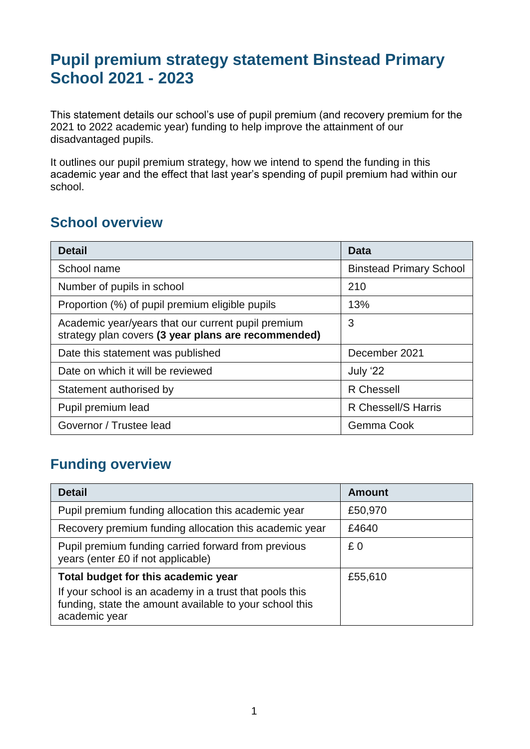# Pupil premium strategy statement Binstead Primary School 2021 - 2023

This statement details our school's use of pupil premium (and recovery premium for the 2021 to 2022 academic year) funding to help improve the attainment of our disadvantaged pupils.

It outlines our pupil premium strategy, how we intend to spend the funding in this academic year and the effect that last year's spending of pupil premium had within our school.

## School overview

| Detail | Data |
| --- | --- |
| School name | Binstead Primary School |
| Number of pupils in school | 210 |
| Proportion (%) of pupil premium eligible pupils | 13% |
| Academic year/years that our current pupil premium strategy plan covers **(3 year plans are recommended)** | 3 |
| Date this statement was published | December 2021 |
| Date on which it will be reviewed | July '22 |
| Statement authorised by | R Chessell |
| Pupil premium lead | R Chessell/S Harris |
| Governor / Trustee lead | Gemma Cook |

## Funding overview

| Detail | Amount |
| --- | --- |
| Pupil premium funding allocation this academic year | £50,970 |
| Recovery premium funding allocation this academic year | £4640 |
| Pupil premium funding carried forward from previous years (enter £0 if not applicable) | £ 0 |
| **Total budget for this academic year** If your school is an academy in a trust that pools this funding, state the amount available to your school this academic year | £55,610 |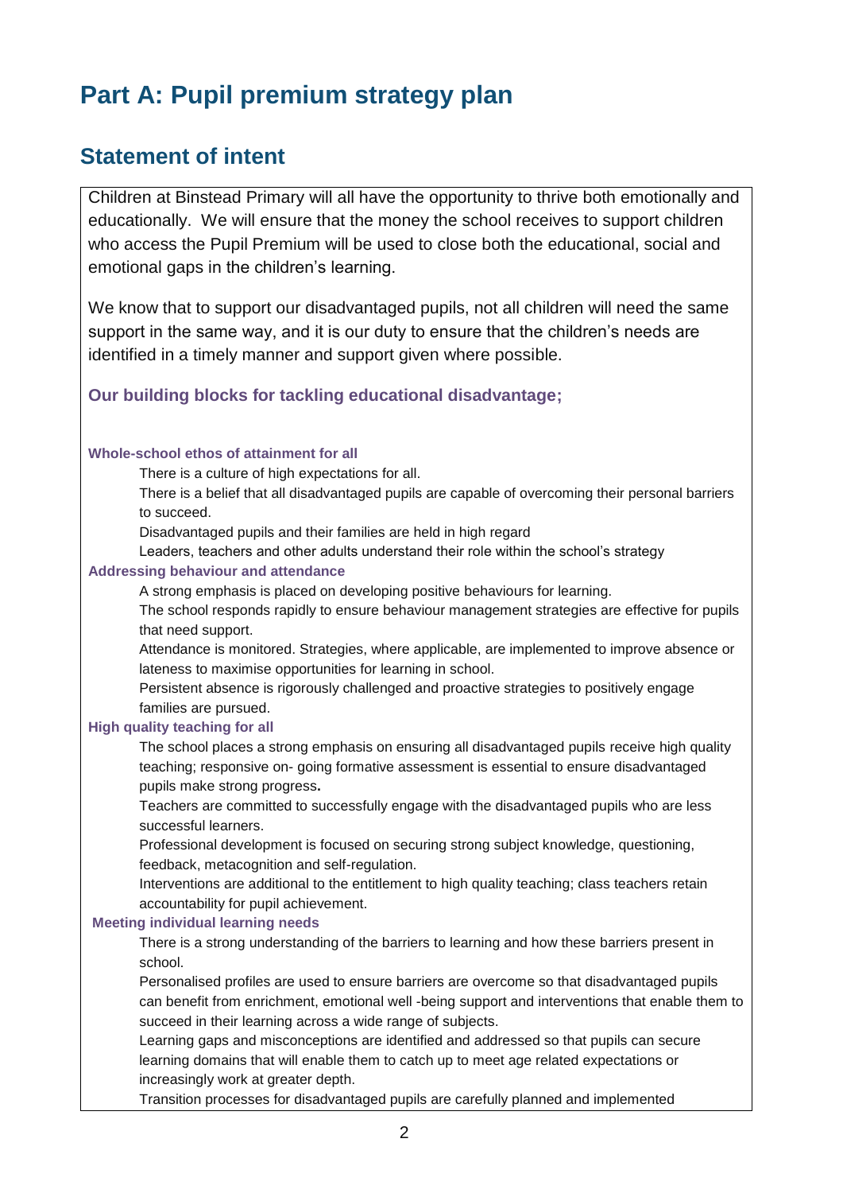# Part A: Pupil premium strategy plan

## Statement of intent

Children at Binstead Primary will all have the opportunity to thrive both emotionally and educationally. We will ensure that the money the school receives to support children who access the Pupil Premium will be used to close both the educational, social and emotional gaps in the children's learning.

We know that to support our disadvantaged pupils, not all children will need the same support in the same way, and it is our duty to ensure that the children's needs are identified in a timely manner and support given where possible.

### Our building blocks for tackling educational disadvantage;

#### Whole-school ethos of attainment for all

- There is a culture of high expectations for all.
- There is a belief that all disadvantaged pupils are capable of overcoming their personal barriers to succeed.
- Disadvantaged pupils and their families are held in high regard
- Leaders, teachers and other adults understand their role within the school's strategy

#### Addressing behaviour and attendance

- A strong emphasis is placed on developing positive behaviours for learning.
- The school responds rapidly to ensure behaviour management strategies are effective for pupils that need support.
- Attendance is monitored. Strategies, where applicable, are implemented to improve absence or lateness to maximise opportunities for learning in school.
- Persistent absence is rigorously challenged and proactive strategies to positively engage families are pursued.

#### High quality teaching for all

- The school places a strong emphasis on ensuring all disadvantaged pupils receive high quality teaching; responsive on- going formative assessment is essential to ensure disadvantaged pupils make strong progress**.**
- Teachers are committed to successfully engage with the disadvantaged pupils who are less successful learners.
- Professional development is focused on securing strong subject knowledge, questioning, feedback, metacognition and self-regulation.
- Interventions are additional to the entitlement to high quality teaching; class teachers retain accountability for pupil achievement.

#### Meeting individual learning needs

- There is a strong understanding of the barriers to learning and how these barriers present in school.
- Personalised profiles are used to ensure barriers are overcome so that disadvantaged pupils can benefit from enrichment, emotional well -being support and interventions that enable them to succeed in their learning across a wide range of subjects.
- Learning gaps and misconceptions are identified and addressed so that pupils can secure learning domains that will enable them to catch up to meet age related expectations or increasingly work at greater depth.
- Transition processes for disadvantaged pupils are carefully planned and implemented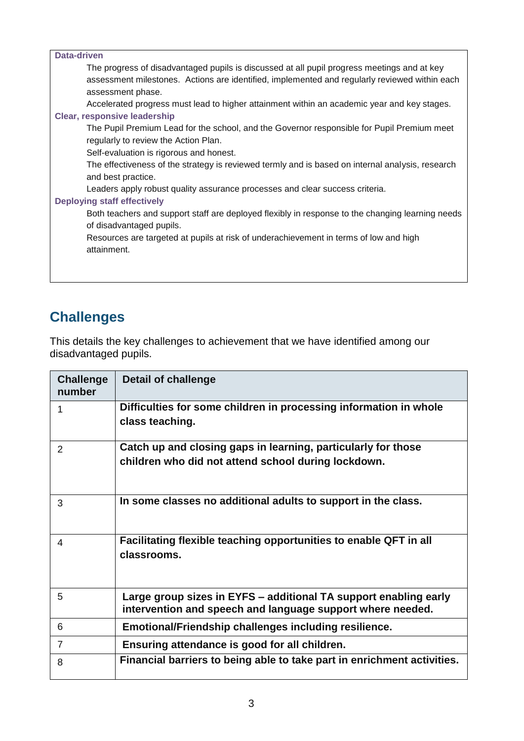**Data-driven**

The progress of disadvantaged pupils is discussed at all pupil progress meetings and at key assessment milestones. Actions are identified, implemented and regularly reviewed within each assessment phase.

Accelerated progress must lead to higher attainment within an academic year and key stages.

**Clear, responsive leadership**

The Pupil Premium Lead for the school, and the Governor responsible for Pupil Premium meet regularly to review the Action Plan.

Self-evaluation is rigorous and honest.

The effectiveness of the strategy is reviewed termly and is based on internal analysis, research and best practice.

Leaders apply robust quality assurance processes and clear success criteria.

**Deploying staff effectively**

Both teachers and support staff are deployed flexibly in response to the changing learning needs of disadvantaged pupils.

Resources are targeted at pupils at risk of underachievement in terms of low and high attainment.

## Challenges

This details the key challenges to achievement that we have identified among our disadvantaged pupils.

| Challenge number | Detail of challenge |
|---|---|
| 1 | **Difficulties for some children in processing information in whole class teaching.** |
| 2 | **Catch up and closing gaps in learning, particularly for those children who did not attend school during lockdown.** |
| 3 | **In some classes no additional adults to support in the class.** |
| 4 | **Facilitating flexible teaching opportunities to enable QFT in all classrooms.** |
| 5 | **Large group sizes in EYFS – additional TA support enabling early intervention and speech and language support where needed.** |
| 6 | **Emotional/Friendship challenges including resilience.** |
| 7 | **Ensuring attendance is good for all children.** |
| 8 | **Financial barriers to being able to take part in enrichment activities.** |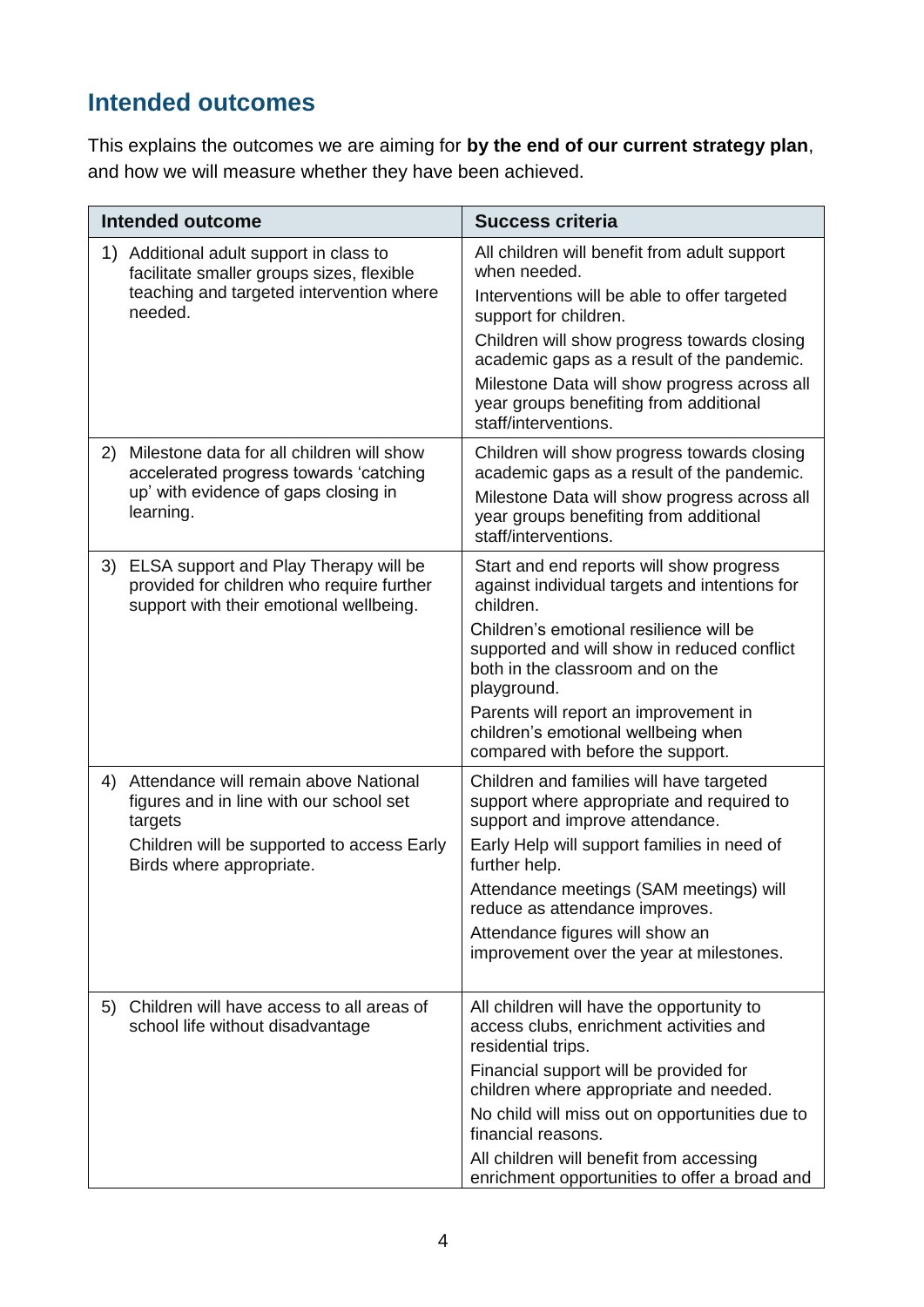## Intended outcomes

This explains the outcomes we are aiming for **by the end of our current strategy plan**, and how we will measure whether they have been achieved.

| Intended outcome | Success criteria |
|---|---|
| 1) Additional adult support in class to facilitate smaller groups sizes, flexible teaching and targeted intervention where needed. | All children will benefit from adult support when needed.<br>Interventions will be able to offer targeted support for children.<br>Children will show progress towards closing academic gaps as a result of the pandemic.<br>Milestone Data will show progress across all year groups benefiting from additional staff/interventions. |
| 2) Milestone data for all children will show accelerated progress towards 'catching up' with evidence of gaps closing in learning. | Children will show progress towards closing academic gaps as a result of the pandemic.<br>Milestone Data will show progress across all year groups benefiting from additional staff/interventions. |
| 3) ELSA support and Play Therapy will be provided for children who require further support with their emotional wellbeing. | Start and end reports will show progress against individual targets and intentions for children.<br>Children's emotional resilience will be supported and will show in reduced conflict both in the classroom and on the playground.<br>Parents will report an improvement in children's emotional wellbeing when compared with before the support. |
| 4) Attendance will remain above National figures and in line with our school set targets<br>Children will be supported to access Early Birds where appropriate. | Children and families will have targeted support where appropriate and required to support and improve attendance.<br>Early Help will support families in need of further help.<br>Attendance meetings (SAM meetings) will reduce as attendance improves.<br>Attendance figures will show an improvement over the year at milestones. |
| 5) Children will have access to all areas of school life without disadvantage | All children will have the opportunity to access clubs, enrichment activities and residential trips.<br>Financial support will be provided for children where appropriate and needed.<br>No child will miss out on opportunities due to financial reasons.<br>All children will benefit from accessing enrichment opportunities to offer a broad and |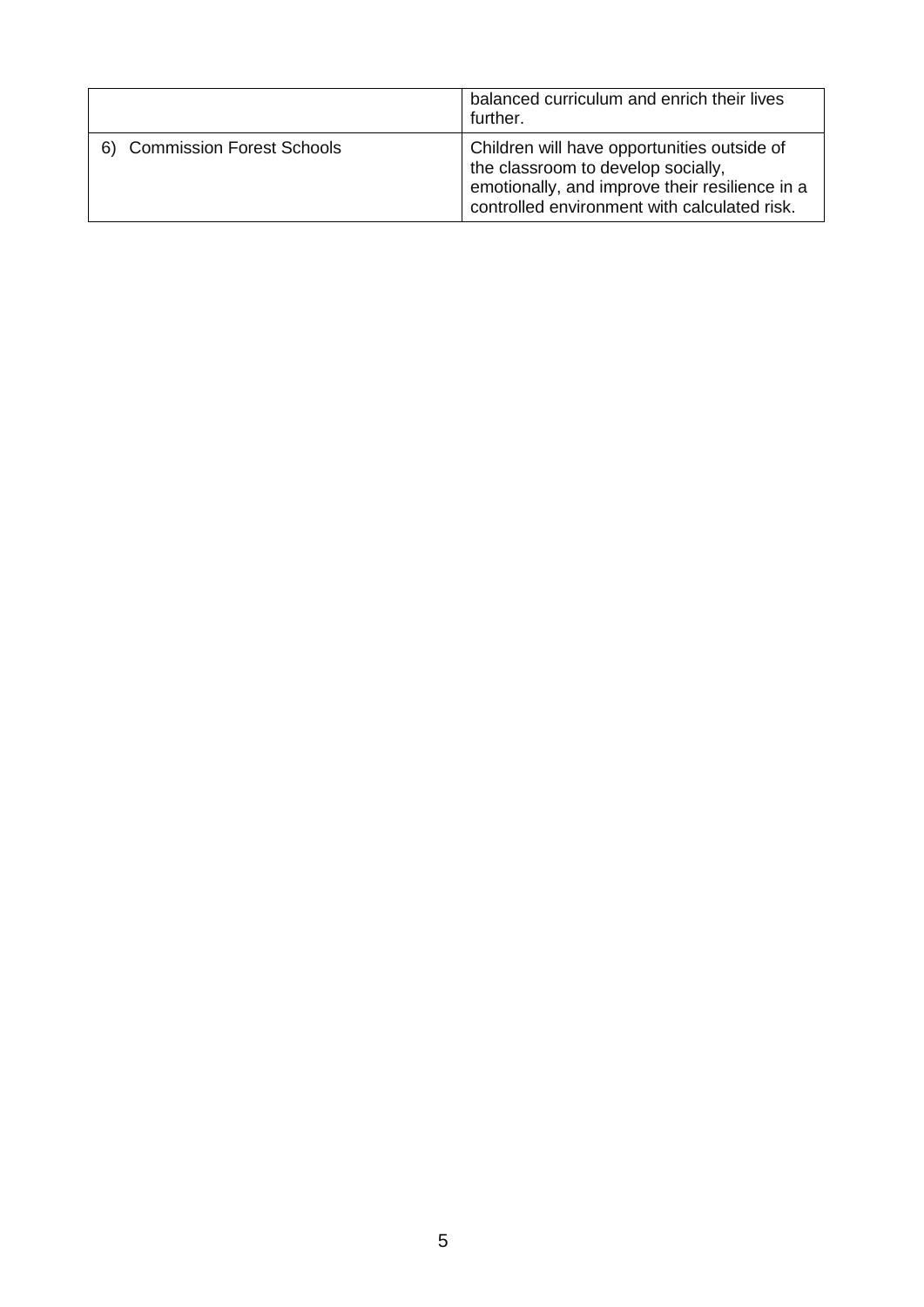| | |
|---|---|
| | balanced curriculum and enrich their lives further. |
| 6) Commission Forest Schools | Children will have opportunities outside of the classroom to develop socially, emotionally, and improve their resilience in a controlled environment with calculated risk. |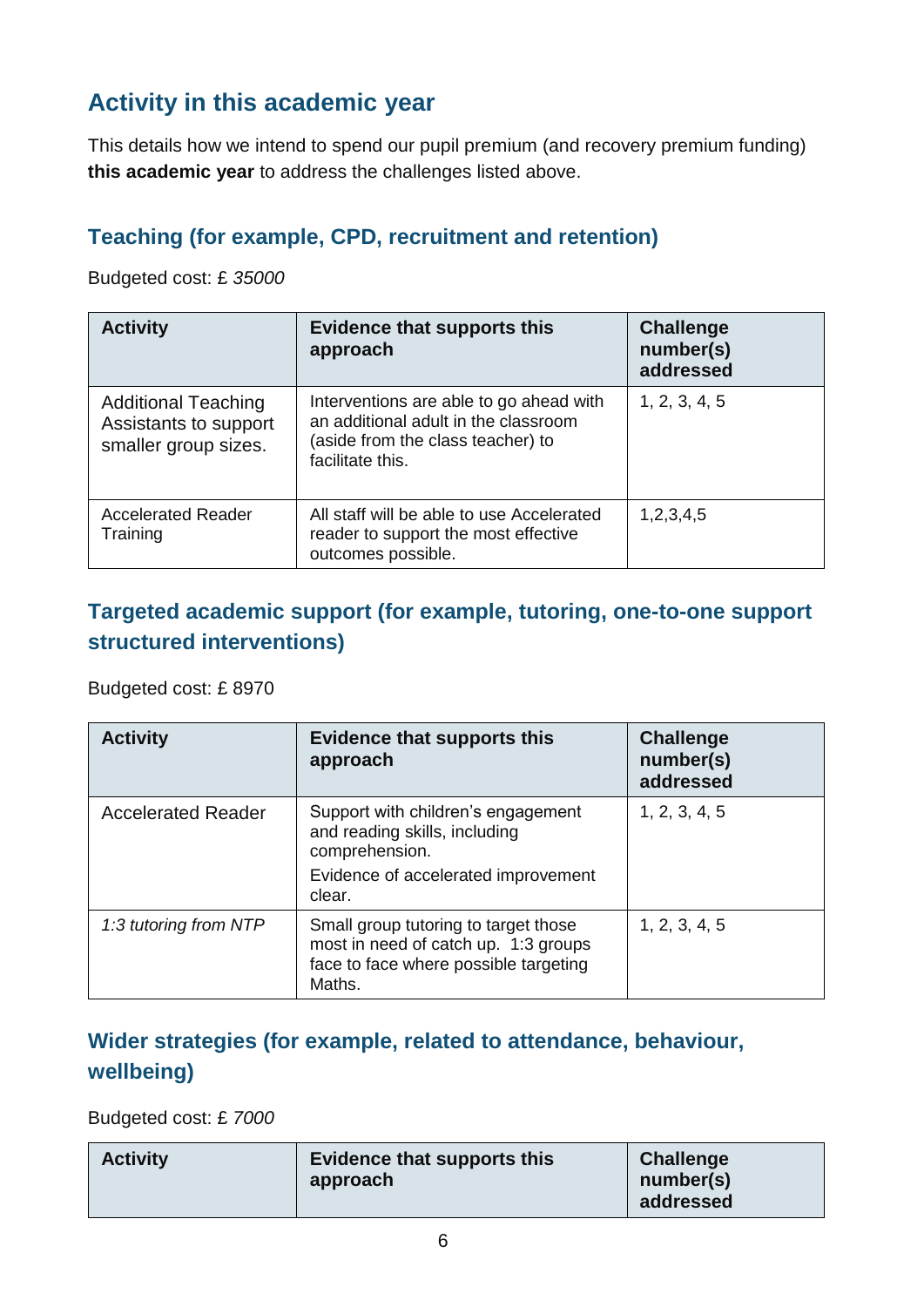## Activity in this academic year

This details how we intend to spend our pupil premium (and recovery premium funding) **this academic year** to address the challenges listed above.

### Teaching (for example, CPD, recruitment and retention)

Budgeted cost: £ *35000*

| Activity | Evidence that supports this approach | Challenge number(s) addressed |
|---|---|---|
| Additional Teaching Assistants to support smaller group sizes. | Interventions are able to go ahead with an additional adult in the classroom (aside from the class teacher) to facilitate this. | 1, 2, 3, 4, 5 |
| Accelerated Reader Training | All staff will be able to use Accelerated reader to support the most effective outcomes possible. | 1,2,3,4,5 |

### Targeted academic support (for example, tutoring, one-to-one support structured interventions)

Budgeted cost: £ 8970

| Activity | Evidence that supports this approach | Challenge number(s) addressed |
|---|---|---|
| Accelerated Reader | Support with children's engagement and reading skills, including comprehension.<br>Evidence of accelerated improvement clear. | 1, 2, 3, 4, 5 |
| *1:3 tutoring from NTP* | Small group tutoring to target those most in need of catch up. 1:3 groups face to face where possible targeting Maths. | 1, 2, 3, 4, 5 |

### Wider strategies (for example, related to attendance, behaviour, wellbeing)

Budgeted cost: £ *7000*

| Activity | Evidence that supports this approach | Challenge number(s) addressed |
|---|---|---|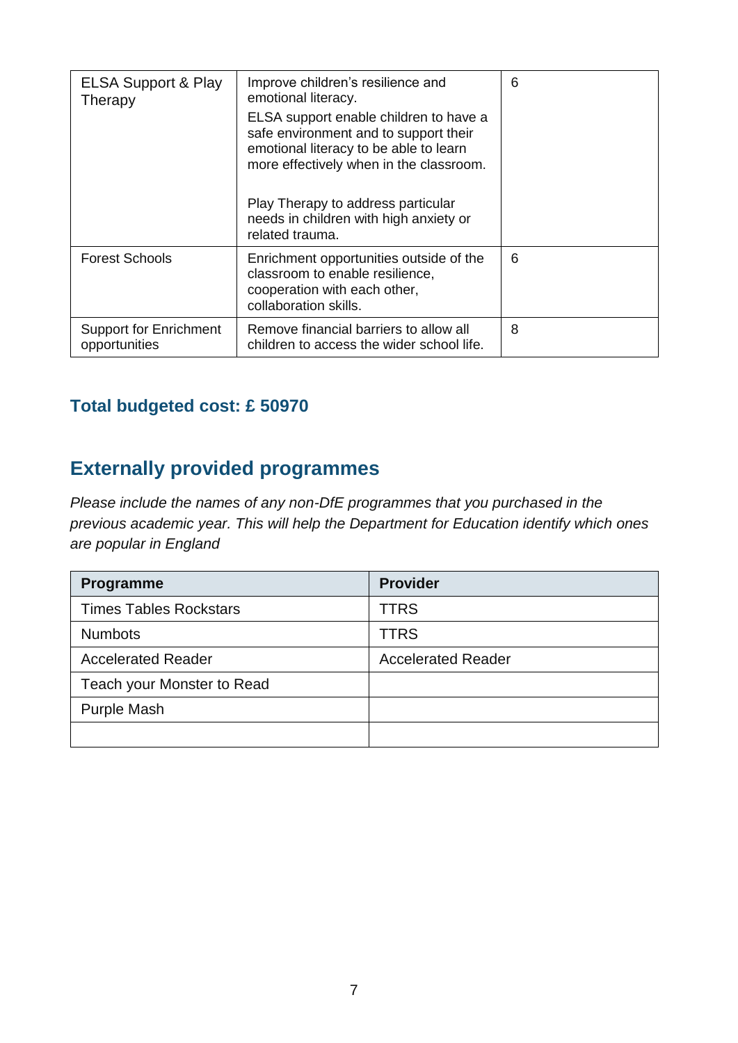| | | |
|---|---|---|
| ELSA Support & Play Therapy | Improve children's resilience and emotional literacy.<br>ELSA support enable children to have a safe environment and to support their emotional literacy to be able to learn more effectively when in the classroom.<br><br>Play Therapy to address particular needs in children with high anxiety or related trauma. | 6 |
| Forest Schools | Enrichment opportunities outside of the classroom to enable resilience, cooperation with each other, collaboration skills. | 6 |
| Support for Enrichment opportunities | Remove financial barriers to allow all children to access the wider school life. | 8 |

### Total budgeted cost: £ 50970

## Externally provided programmes

*Please include the names of any non-DfE programmes that you purchased in the previous academic year. This will help the Department for Education identify which ones are popular in England*

| Programme | Provider |
|---|---|
| Times Tables Rockstars | TTRS |
| Numbots | TTRS |
| Accelerated Reader | Accelerated Reader |
| Teach your Monster to Read | |
| Purple Mash | |
| | |